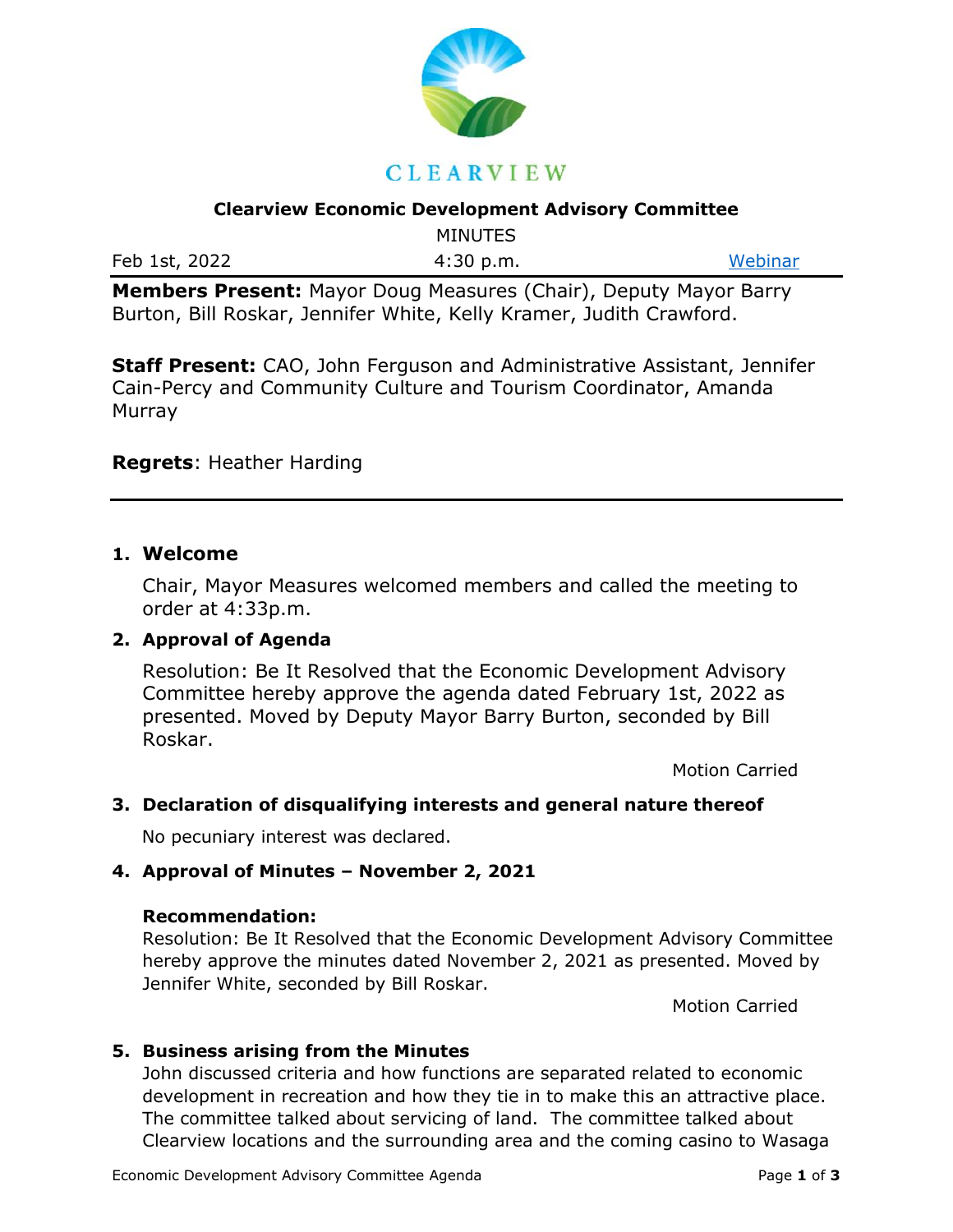CLEARVIEW

## Clearview Economic Development Advisory Committee

MINUTES

Feb 1st, 2022 | 4:30 p.m. | Webinar

**Members Present:** Mayor Doug Measures (Chair), Deputy Mayor Barry Burton, Bill Roskar, Jennifer White, Kelly Kramer, Judith Crawford.

**Staff Present:** CAO, John Ferguson and Administrative Assistant, Jennifer Cain-Percy and Community Culture and Tourism Coordinator, Amanda Murray

**Regrets**: Heather Harding

---

### 1. Welcome

Chair, Mayor Measures welcomed members and called the meeting to order at 4:33p.m.

### 2. Approval of Agenda

Resolution: Be It Resolved that the Economic Development Advisory Committee hereby approve the agenda dated February 1st, 2022 as presented. Moved by Deputy Mayor Barry Burton, seconded by Bill Roskar.

Motion Carried

### 3. Declaration of disqualifying interests and general nature thereof

No pecuniary interest was declared.

### 4. Approval of Minutes – November 2, 2021

**Recommendation:**
Resolution: Be It Resolved that the Economic Development Advisory Committee hereby approve the minutes dated November 2, 2021 as presented. Moved by Jennifer White, seconded by Bill Roskar.

Motion Carried

### 5. Business arising from the Minutes

John discussed criteria and how functions are separated related to economic development in recreation and how they tie in to make this an attractive place. The committee talked about servicing of land. The committee talked about Clearview locations and the surrounding area and the coming casino to Wasaga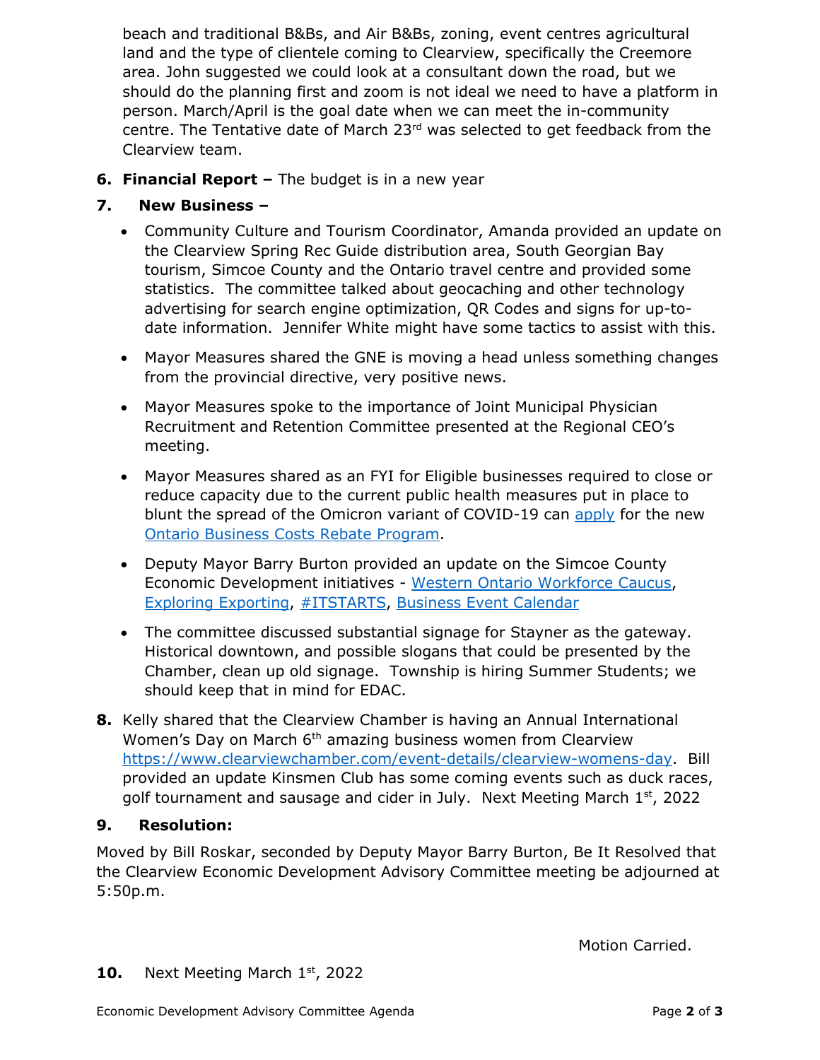beach and traditional B&Bs, and Air B&Bs, zoning, event centres agricultural land and the type of clientele coming to Clearview, specifically the Creemore area. John suggested we could look at a consultant down the road, but we should do the planning first and zoom is not ideal we need to have a platform in person. March/April is the goal date when we can meet the in-community centre. The Tentative date of March 23rd was selected to get feedback from the Clearview team.

**6. Financial Report –** The budget is in a new year

**7. New Business –**

- Community Culture and Tourism Coordinator, Amanda provided an update on the Clearview Spring Rec Guide distribution area, South Georgian Bay tourism, Simcoe County and the Ontario travel centre and provided some statistics. The committee talked about geocaching and other technology advertising for search engine optimization, QR Codes and signs for up-to-date information. Jennifer White might have some tactics to assist with this.
- Mayor Measures shared the GNE is moving a head unless something changes from the provincial directive, very positive news.
- Mayor Measures spoke to the importance of Joint Municipal Physician Recruitment and Retention Committee presented at the Regional CEO's meeting.
- Mayor Measures shared as an FYI for Eligible businesses required to close or reduce capacity due to the current public health measures put in place to blunt the spread of the Omicron variant of COVID-19 can apply for the new Ontario Business Costs Rebate Program.
- Deputy Mayor Barry Burton provided an update on the Simcoe County Economic Development initiatives - Western Ontario Workforce Caucus, Exploring Exporting, #ITSTARTS, Business Event Calendar
- The committee discussed substantial signage for Stayner as the gateway. Historical downtown, and possible slogans that could be presented by the Chamber, clean up old signage. Township is hiring Summer Students; we should keep that in mind for EDAC.

**8.** Kelly shared that the Clearview Chamber is having an Annual International Women's Day on March 6th amazing business women from Clearview https://www.clearviewchamber.com/event-details/clearview-womens-day. Bill provided an update Kinsmen Club has some coming events such as duck races, golf tournament and sausage and cider in July. Next Meeting March 1st, 2022

**9. Resolution:**

Moved by Bill Roskar, seconded by Deputy Mayor Barry Burton, Be It Resolved that the Clearview Economic Development Advisory Committee meeting be adjourned at 5:50p.m.

Motion Carried.

**10.** Next Meeting March 1st, 2022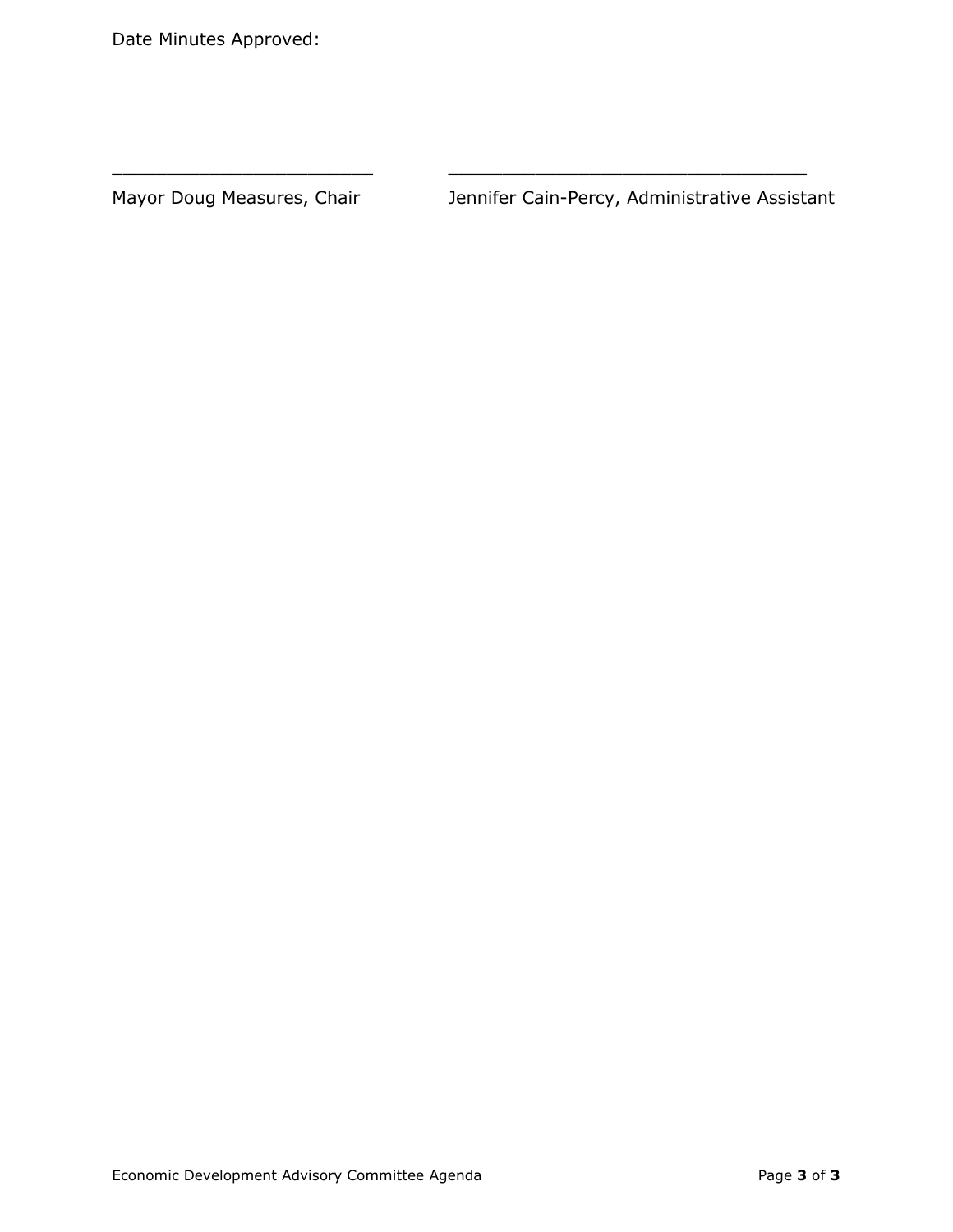Date Minutes Approved:

\_\_\_\_\_\_\_\_\_\_\_\_\_\_\_\_\_\_\_\_\_\_\_\_\_ \_\_\_\_\_\_\_\_\_\_\_\_\_\_\_\_\_\_\_\_\_\_\_\_\_\_\_\_\_\_\_\_\_\_\_

Mayor Doug Measures, Chair Jennifer Cain-Percy, Administrative Assistant